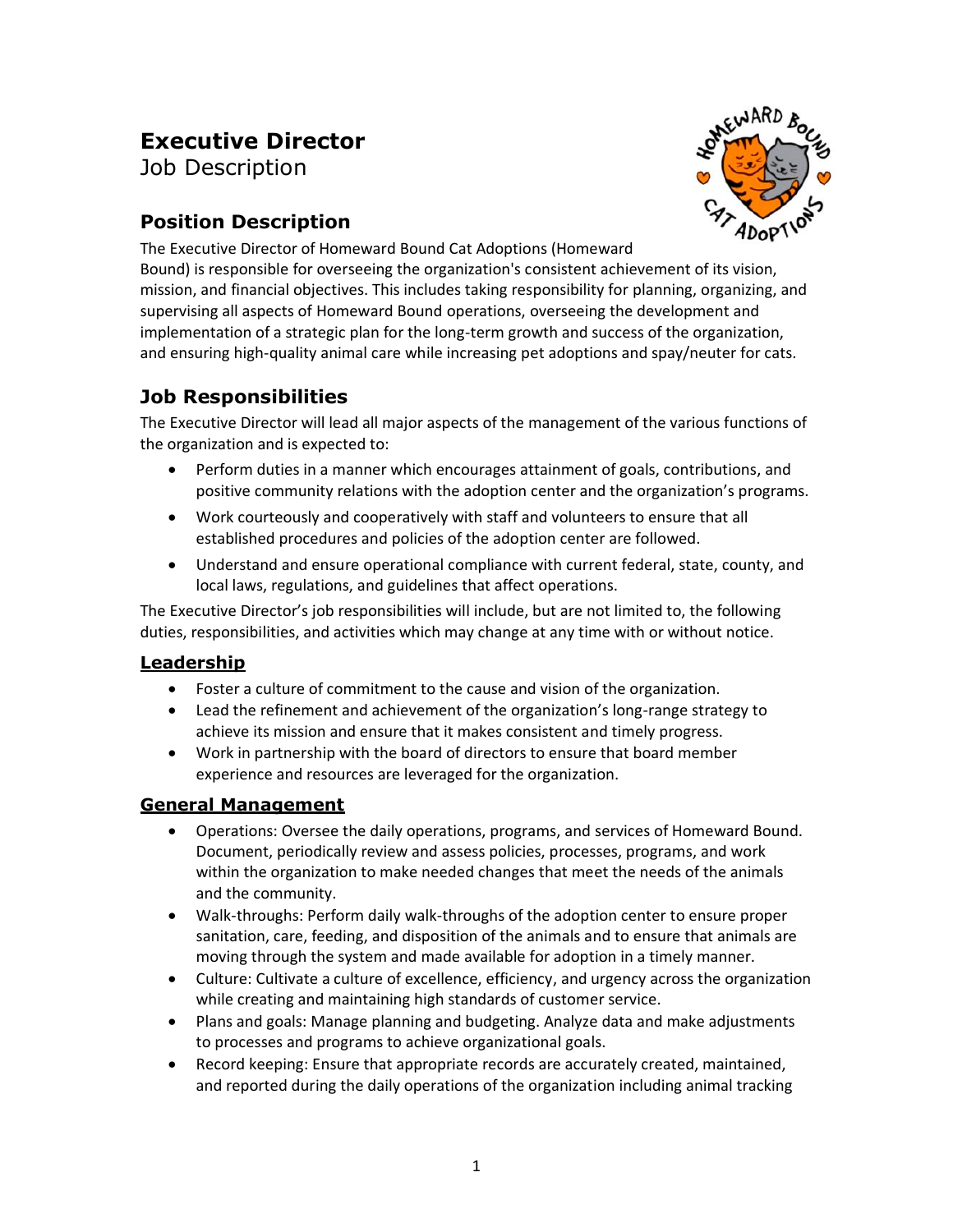# Executive Director

Job Description

## Position Description

The Executive Director of Homeward Bound Cat Adoptions (Homeward Bound) is responsible for overseeing the organization's consistent achievement of its vision, mission, and financial objectives. This includes taking responsibility for planning, organizing, and supervising all aspects of Homeward Bound operations, overseeing the development and implementation of a strategic plan for the long-term growth and success of the organization, and ensuring high-quality animal care while increasing pet adoptions and spay/neuter for cats.

## Job Responsibilities

The Executive Director will lead all major aspects of the management of the various functions of the organization and is expected to:

- Perform duties in a manner which encourages attainment of goals, contributions, and positive community relations with the adoption center and the organization's programs.
- Work courteously and cooperatively with staff and volunteers to ensure that all established procedures and policies of the adoption center are followed.
- Understand and ensure operational compliance with current federal, state, county, and local laws, regulations, and guidelines that affect operations.

The Executive Director's job responsibilities will include, but are not limited to, the following duties, responsibilities, and activities which may change at any time with or without notice.

### Leadership

- Foster a culture of commitment to the cause and vision of the organization.
- Lead the refinement and achievement of the organization's long-range strategy to achieve its mission and ensure that it makes consistent and timely progress.
- Work in partnership with the board of directors to ensure that board member experience and resources are leveraged for the organization.

### General Management

- Operations: Oversee the daily operations, programs, and services of Homeward Bound. Document, periodically review and assess policies, processes, programs, and work within the organization to make needed changes that meet the needs of the animals and the community.
- Walk-throughs: Perform daily walk-throughs of the adoption center to ensure proper sanitation, care, feeding, and disposition of the animals and to ensure that animals are moving through the system and made available for adoption in a timely manner.
- Culture: Cultivate a culture of excellence, efficiency, and urgency across the organization while creating and maintaining high standards of customer service.
- Plans and goals: Manage planning and budgeting. Analyze data and make adjustments to processes and programs to achieve organizational goals.
- Record keeping: Ensure that appropriate records are accurately created, maintained, and reported during the daily operations of the organization including animal tracking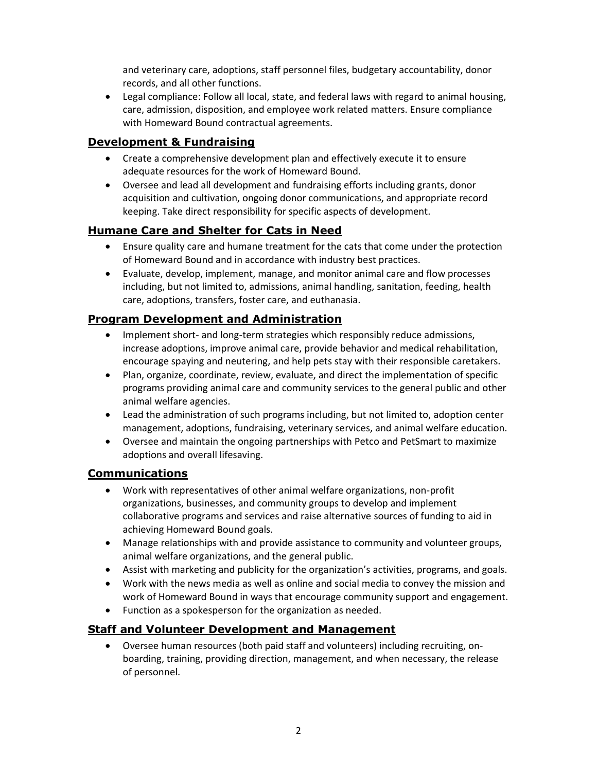and veterinary care, adoptions, staff personnel files, budgetary accountability, donor records, and all other functions.

- Legal compliance: Follow all local, state, and federal laws with regard to animal housing, care, admission, disposition, and employee work related matters. Ensure compliance with Homeward Bound contractual agreements.

## Development & Fundraising

- Create a comprehensive development plan and effectively execute it to ensure adequate resources for the work of Homeward Bound.
- Oversee and lead all development and fundraising efforts including grants, donor acquisition and cultivation, ongoing donor communications, and appropriate record keeping. Take direct responsibility for specific aspects of development.

## Humane Care and Shelter for Cats in Need

- Ensure quality care and humane treatment for the cats that come under the protection of Homeward Bound and in accordance with industry best practices.
- Evaluate, develop, implement, manage, and monitor animal care and flow processes including, but not limited to, admissions, animal handling, sanitation, feeding, health care, adoptions, transfers, foster care, and euthanasia.

## Program Development and Administration

- Implement short- and long-term strategies which responsibly reduce admissions, increase adoptions, improve animal care, provide behavior and medical rehabilitation, encourage spaying and neutering, and help pets stay with their responsible caretakers.
- Plan, organize, coordinate, review, evaluate, and direct the implementation of specific programs providing animal care and community services to the general public and other animal welfare agencies.
- Lead the administration of such programs including, but not limited to, adoption center management, adoptions, fundraising, veterinary services, and animal welfare education.
- Oversee and maintain the ongoing partnerships with Petco and PetSmart to maximize adoptions and overall lifesaving.

## Communications

- Work with representatives of other animal welfare organizations, non-profit organizations, businesses, and community groups to develop and implement collaborative programs and services and raise alternative sources of funding to aid in achieving Homeward Bound goals.
- Manage relationships with and provide assistance to community and volunteer groups, animal welfare organizations, and the general public.
- Assist with marketing and publicity for the organization's activities, programs, and goals.
- Work with the news media as well as online and social media to convey the mission and work of Homeward Bound in ways that encourage community support and engagement.
- Function as a spokesperson for the organization as needed.

## Staff and Volunteer Development and Management

- Oversee human resources (both paid staff and volunteers) including recruiting, on-boarding, training, providing direction, management, and when necessary, the release of personnel.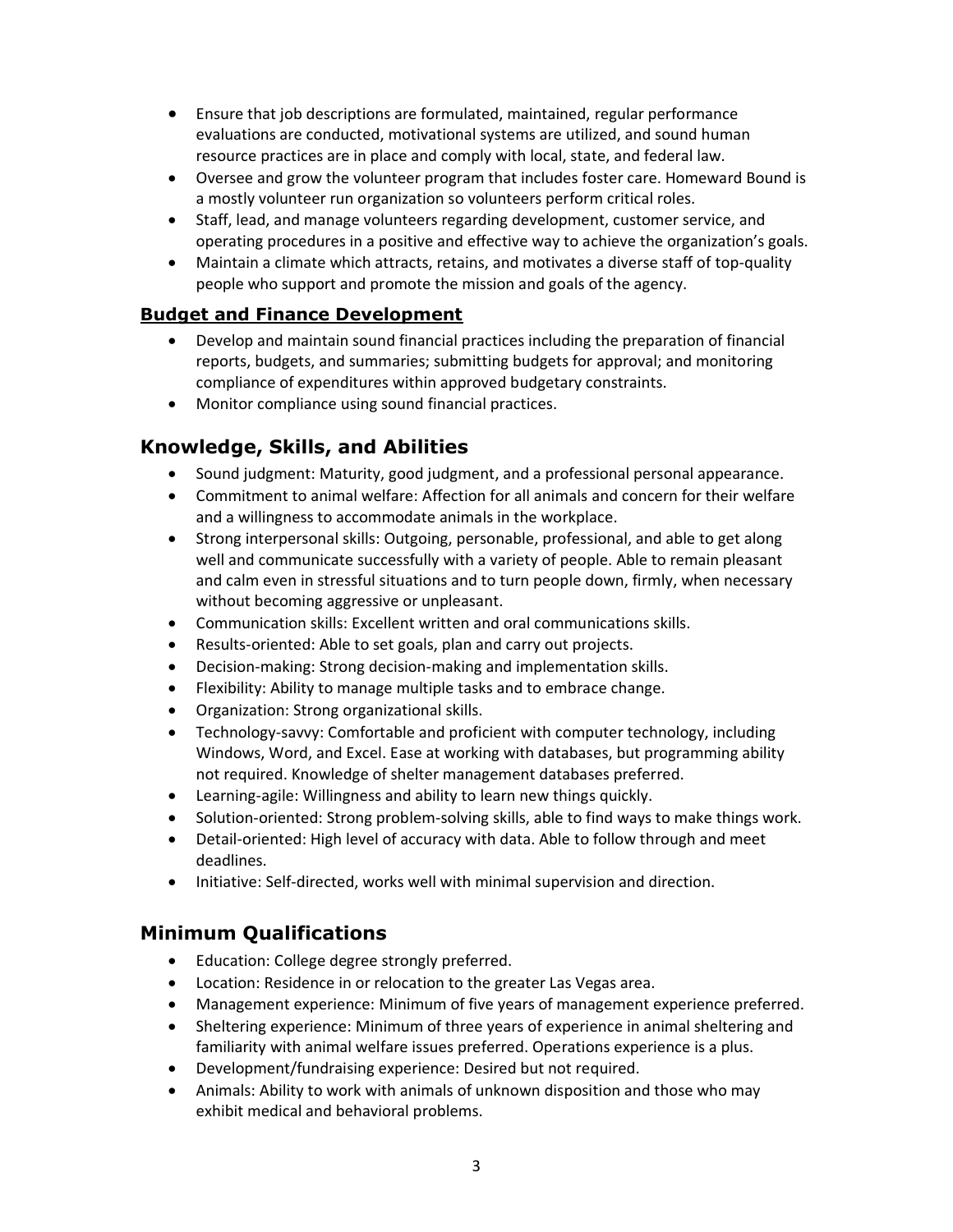- Ensure that job descriptions are formulated, maintained, regular performance evaluations are conducted, motivational systems are utilized, and sound human resource practices are in place and comply with local, state, and federal law.
- Oversee and grow the volunteer program that includes foster care. Homeward Bound is a mostly volunteer run organization so volunteers perform critical roles.
- Staff, lead, and manage volunteers regarding development, customer service, and operating procedures in a positive and effective way to achieve the organization's goals.
- Maintain a climate which attracts, retains, and motivates a diverse staff of top-quality people who support and promote the mission and goals of the agency.

### Budget and Finance Development

- Develop and maintain sound financial practices including the preparation of financial reports, budgets, and summaries; submitting budgets for approval; and monitoring compliance of expenditures within approved budgetary constraints.
- Monitor compliance using sound financial practices.

## Knowledge, Skills, and Abilities

- Sound judgment: Maturity, good judgment, and a professional personal appearance.
- Commitment to animal welfare: Affection for all animals and concern for their welfare and a willingness to accommodate animals in the workplace.
- Strong interpersonal skills: Outgoing, personable, professional, and able to get along well and communicate successfully with a variety of people. Able to remain pleasant and calm even in stressful situations and to turn people down, firmly, when necessary without becoming aggressive or unpleasant.
- Communication skills: Excellent written and oral communications skills.
- Results-oriented: Able to set goals, plan and carry out projects.
- Decision-making: Strong decision-making and implementation skills.
- Flexibility: Ability to manage multiple tasks and to embrace change.
- Organization: Strong organizational skills.
- Technology-savvy: Comfortable and proficient with computer technology, including Windows, Word, and Excel. Ease at working with databases, but programming ability not required. Knowledge of shelter management databases preferred.
- Learning-agile: Willingness and ability to learn new things quickly.
- Solution-oriented: Strong problem-solving skills, able to find ways to make things work.
- Detail-oriented: High level of accuracy with data. Able to follow through and meet deadlines.
- Initiative: Self-directed, works well with minimal supervision and direction.

## Minimum Qualifications

- Education: College degree strongly preferred.
- Location: Residence in or relocation to the greater Las Vegas area.
- Management experience: Minimum of five years of management experience preferred.
- Sheltering experience: Minimum of three years of experience in animal sheltering and familiarity with animal welfare issues preferred. Operations experience is a plus.
- Development/fundraising experience: Desired but not required.
- Animals: Ability to work with animals of unknown disposition and those who may exhibit medical and behavioral problems.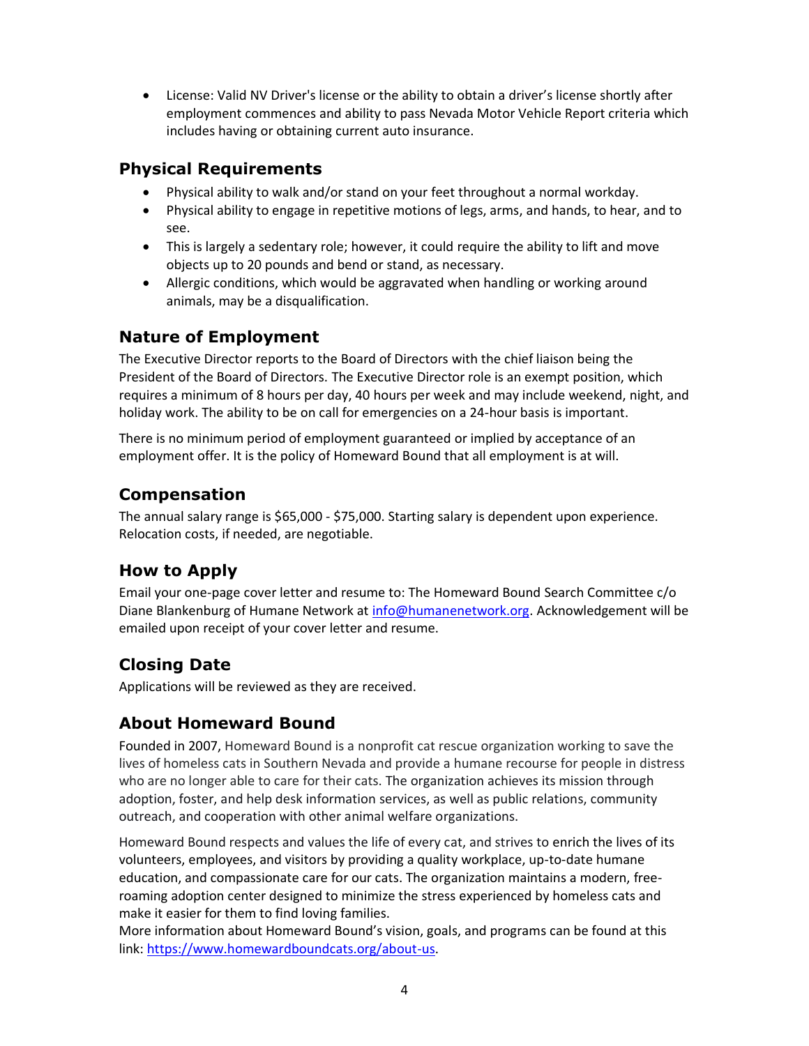- License: Valid NV Driver's license or the ability to obtain a driver's license shortly after employment commences and ability to pass Nevada Motor Vehicle Report criteria which includes having or obtaining current auto insurance.

## Physical Requirements

- Physical ability to walk and/or stand on your feet throughout a normal workday.
- Physical ability to engage in repetitive motions of legs, arms, and hands, to hear, and to see.
- This is largely a sedentary role; however, it could require the ability to lift and move objects up to 20 pounds and bend or stand, as necessary.
- Allergic conditions, which would be aggravated when handling or working around animals, may be a disqualification.

## Nature of Employment

The Executive Director reports to the Board of Directors with the chief liaison being the President of the Board of Directors. The Executive Director role is an exempt position, which requires a minimum of 8 hours per day, 40 hours per week and may include weekend, night, and holiday work. The ability to be on call for emergencies on a 24-hour basis is important.

There is no minimum period of employment guaranteed or implied by acceptance of an employment offer. It is the policy of Homeward Bound that all employment is at will.

## Compensation

The annual salary range is $65,000 - $75,000. Starting salary is dependent upon experience. Relocation costs, if needed, are negotiable.

## How to Apply

Email your one-page cover letter and resume to: The Homeward Bound Search Committee c/o Diane Blankenburg of Humane Network at [info@humanenetwork.org](mailto:info@humanenetwork.org). Acknowledgement will be emailed upon receipt of your cover letter and resume.

## Closing Date

Applications will be reviewed as they are received.

## About Homeward Bound

Founded in 2007, Homeward Bound is a nonprofit cat rescue organization working to save the lives of homeless cats in Southern Nevada and provide a humane recourse for people in distress who are no longer able to care for their cats. The organization achieves its mission through adoption, foster, and help desk information services, as well as public relations, community outreach, and cooperation with other animal welfare organizations.

Homeward Bound respects and values the life of every cat, and strives to enrich the lives of its volunteers, employees, and visitors by providing a quality workplace, up-to-date humane education, and compassionate care for our cats. The organization maintains a modern, free-roaming adoption center designed to minimize the stress experienced by homeless cats and make it easier for them to find loving families.
More information about Homeward Bound's vision, goals, and programs can be found at this link: [https://www.homewardboundcats.org/about-us](https://www.homewardboundcats.org/about-us).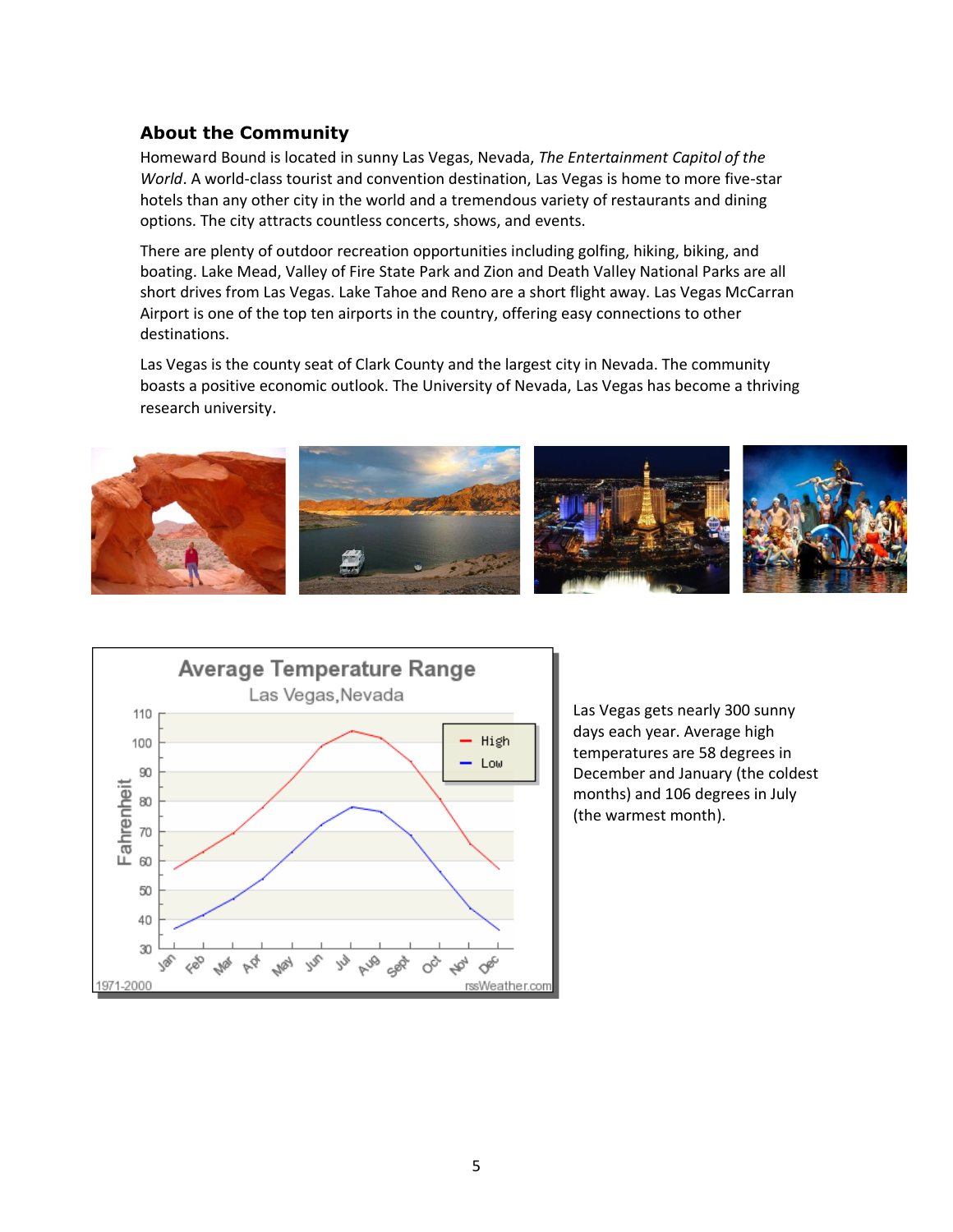## About the Community

Homeward Bound is located in sunny Las Vegas, Nevada, *The Entertainment Capitol of the World*. A world-class tourist and convention destination, Las Vegas is home to more five-star hotels than any other city in the world and a tremendous variety of restaurants and dining options. The city attracts countless concerts, shows, and events.

There are plenty of outdoor recreation opportunities including golfing, hiking, biking, and boating. Lake Mead, Valley of Fire State Park and Zion and Death Valley National Parks are all short drives from Las Vegas. Lake Tahoe and Reno are a short flight away. Las Vegas McCarran Airport is one of the top ten airports in the country, offering easy connections to other destinations.

Las Vegas is the county seat of Clark County and the largest city in Nevada. The community boasts a positive economic outlook. The University of Nevada, Las Vegas has become a thriving research university.

Average Temperature Range

Las Vegas,Nevada

Fahrenheit

110
100
90
80
70
60
50
40
30

Jan Feb Mar Apr May Jun Jul Aug Sept Oct Nov Dec

High
Low

1971-2000

rssWeather.com

Las Vegas gets nearly 300 sunny days each year. Average high temperatures are 58 degrees in December and January (the coldest months) and 106 degrees in July (the warmest month).